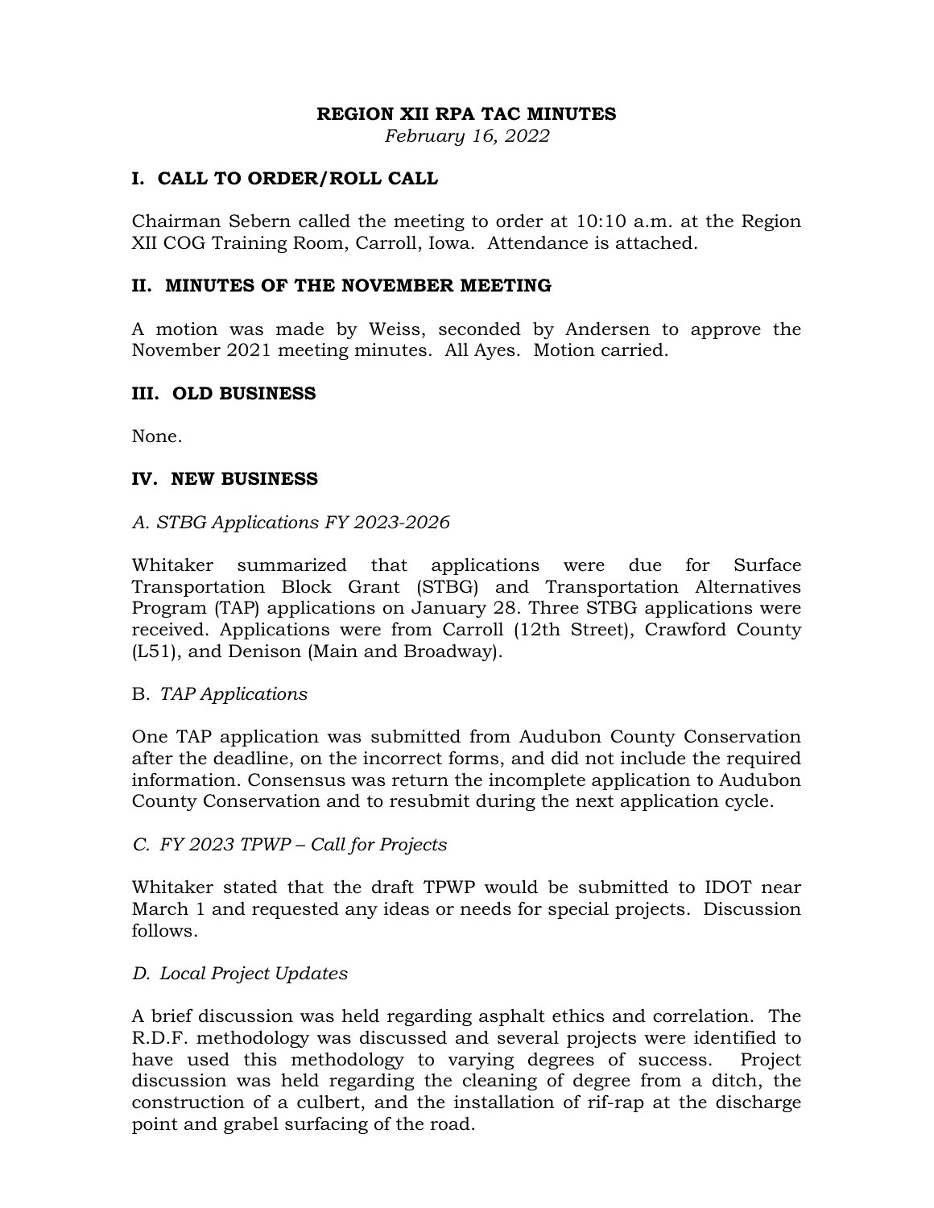# REGION XII RPA TAC MINUTES

*February 16, 2022*

## I. CALL TO ORDER/ROLL CALL

Chairman Sebern called the meeting to order at 10:10 a.m. at the Region XII COG Training Room, Carroll, Iowa. Attendance is attached.

## II. MINUTES OF THE NOVEMBER MEETING

A motion was made by Weiss, seconded by Andersen to approve the November 2021 meeting minutes. All Ayes. Motion carried.

## III. OLD BUSINESS

None.

## IV. NEW BUSINESS

*A. STBG Applications FY 2023-2026*

Whitaker summarized that applications were due for Surface Transportation Block Grant (STBG) and Transportation Alternatives Program (TAP) applications on January 28. Three STBG applications were received. Applications were from Carroll (12th Street), Crawford County (L51), and Denison (Main and Broadway).

B. *TAP Applications*

One TAP application was submitted from Audubon County Conservation after the deadline, on the incorrect forms, and did not include the required information. Consensus was return the incomplete application to Audubon County Conservation and to resubmit during the next application cycle.

*C. FY 2023 TPWP – Call for Projects*

Whitaker stated that the draft TPWP would be submitted to IDOT near March 1 and requested any ideas or needs for special projects. Discussion follows.

*D. Local Project Updates*

A brief discussion was held regarding asphalt ethics and correlation. The R.D.F. methodology was discussed and several projects were identified to have used this methodology to varying degrees of success. Project discussion was held regarding the cleaning of degree from a ditch, the construction of a culbert, and the installation of rif-rap at the discharge point and grabel surfacing of the road.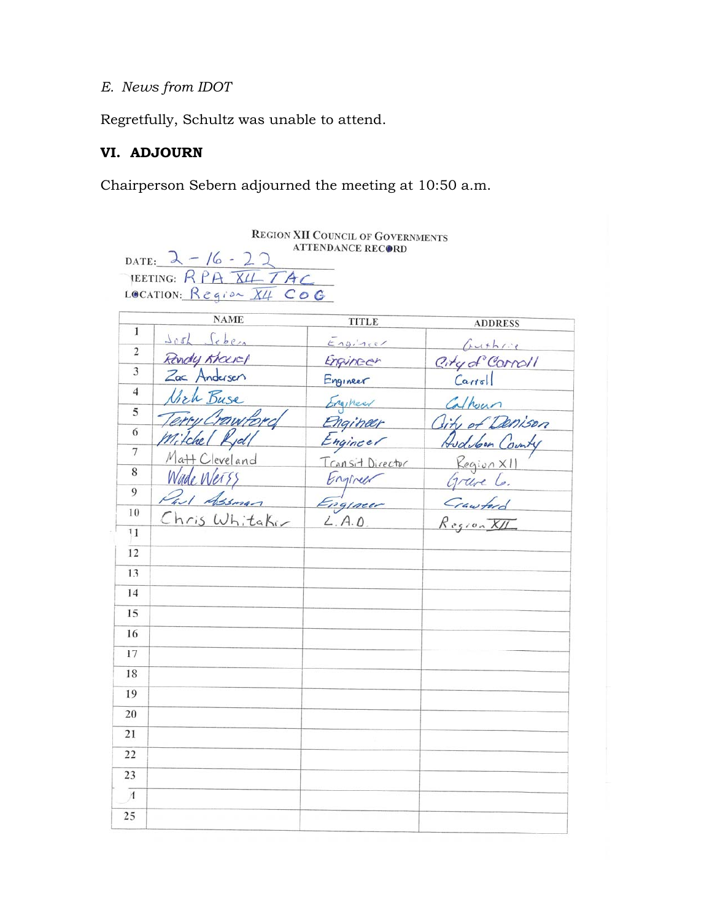*E. News from IDOT*

Regretfully, Schultz was unable to attend.

## VI. ADJOURN

Chairperson Sebern adjourned the meeting at 10:50 a.m.

REGION XII COUNCIL OF GOVERNMENTS
ATTENDANCE RECORD

DATE: 2-16-22
MEETING: RPA XII TAC
LOCATION: Region XII COG

| | NAME | TITLE | ADDRESS |
|---|---|---|---|
| 1 | Josh Sebern | Engineer | Guthrie |
| 2 | Randy Krauel | Engineer | City of Carroll |
| 3 | Zac Andersen | Engineer | Carroll |
| 4 | Nick Buse | Engineer | Calhoun |
| 5 | Terry Crawford | Engineer | City of Denison |
| 6 | Mitchel Ryd | Engineer | Audubon County |
| 7 | Matt Cleveland | Transit Director | Region XII |
| 8 | Wade Weiss | Engineer | Greene Co. |
| 9 | Paul Assman | Engineer | Crawford |
| 10 | Chris Whitaker | L.A.D. | Region XII |
| 11 | | | |
| 12 | | | |
| 13 | | | |
| 14 | | | |
| 15 | | | |
| 16 | | | |
| 17 | | | |
| 18 | | | |
| 19 | | | |
| 20 | | | |
| 21 | | | |
| 22 | | | |
| 23 | | | |
| 24 | | | |
| 25 | | | |